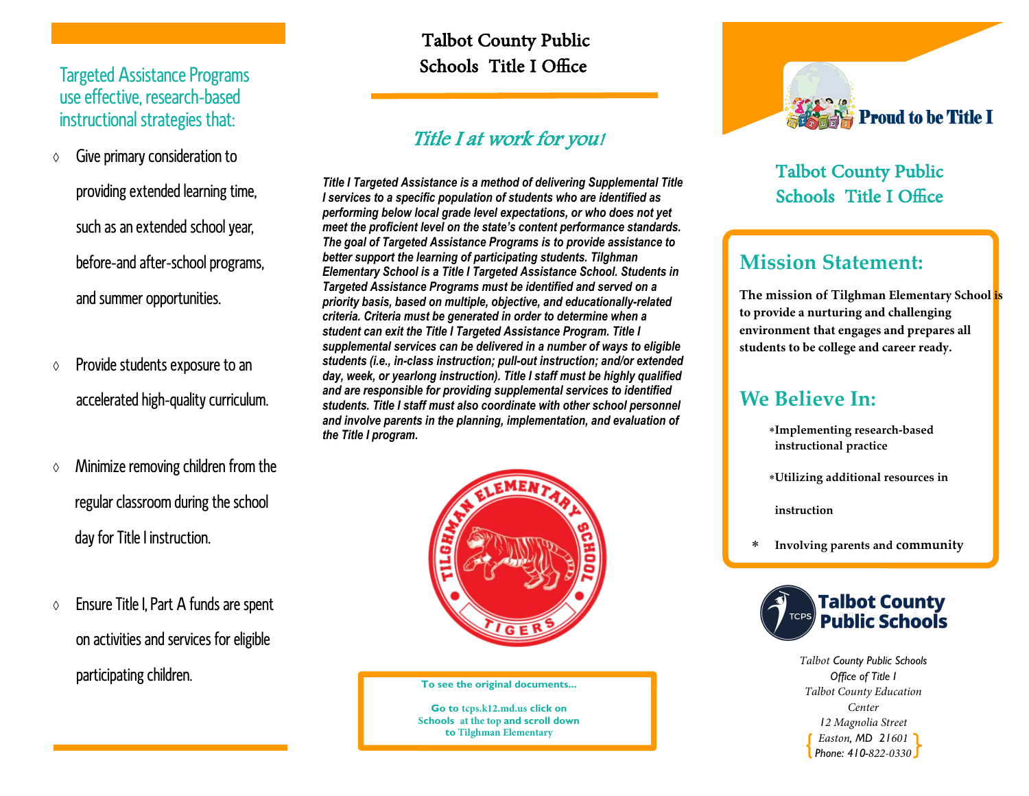## Targeted Assistance Programs use effective, research-based instructional strategies that:

- Give primary consideration to providing extended learning time, such as an extended school year, before-and after-school programs, and summer opportunities.
- Provide students exposure to an accelerated high-quality curriculum.
- Minimize removing children from the regular classroom during the school day for Title I instruction.
- Ensure Title I, Part A funds are spent on activities and services for eligible participating children.

# Talbot County Public Schools Title I Office

## *Title I at work for you!*

***Title I Targeted Assistance is a method of delivering Supplemental Title I services to a specific population of students who are identified as performing below local grade level expectations, or who does not yet meet the proficient level on the state's content performance standards. The goal of Targeted Assistance Programs is to provide assistance to better support the learning of participating students. Tilghman Elementary School is a Title I Targeted Assistance School. Students in Targeted Assistance Programs must be identified and served on a priority basis, based on multiple, objective, and educationally-related criteria. Criteria must be generated in order to determine when a student can exit the Title I Targeted Assistance Program. Title I supplemental services can be delivered in a number of ways to eligible students (i.e., in-class instruction; pull-out instruction; and/or extended day, week, or yearlong instruction). Title I staff must be highly qualified and are responsible for providing supplemental services to identified students. Title I staff must also coordinate with other school personnel and involve parents in the planning, implementation, and evaluation of the Title I program.***

TILGHMAN ELEMENTARY SCHOOL
TIGERS

**To see the original documents...**

**Go to tcps.k12.md.us click on Schools at the top and scroll down to Tilghman Elementary**

**Proud to be Title I**

## Talbot County Public Schools Title I Office

## Mission Statement:

**The mission of Tilghman Elementary School is to provide a nurturing and challenging environment that engages and prepares all students to be college and career ready.**

## We Believe In:

- **Implementing research-based instructional practice**
- **Utilizing additional resources in instruction**
- **Involving parents and community**

**Talbot County Public Schools**

*Talbot County Public Schools*
*Office of Title I*
*Talbot County Education Center*
*12 Magnolia Street*
*Easton, MD 21601*
*Phone: 410-822-0330*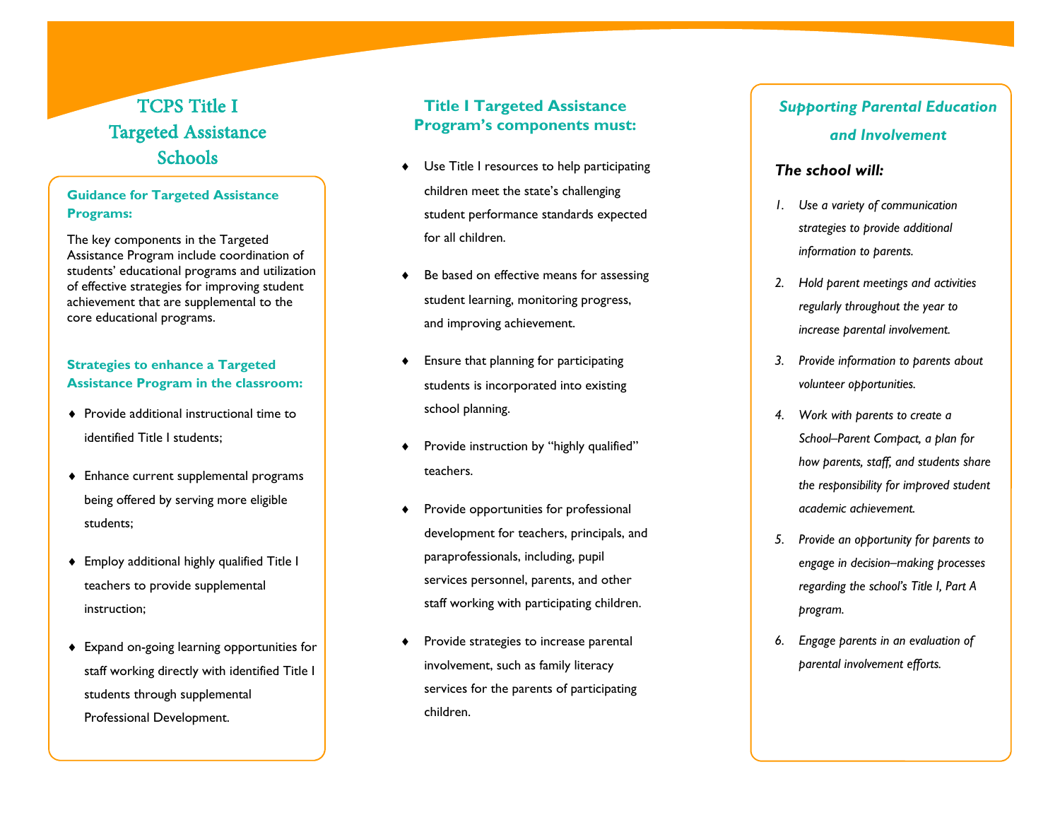# TCPS Title I Targeted Assistance Schools

### Guidance for Targeted Assistance Programs:

The key components in the Targeted Assistance Program include coordination of students' educational programs and utilization of effective strategies for improving student achievement that are supplemental to the core educational programs.

### Strategies to enhance a Targeted Assistance Program in the classroom:

- Provide additional instructional time to identified Title I students;
- Enhance current supplemental programs being offered by serving more eligible students;
- Employ additional highly qualified Title I teachers to provide supplemental instruction;
- Expand on-going learning opportunities for staff working directly with identified Title I students through supplemental Professional Development.

## Title I Targeted Assistance Program's components must:

- Use Title I resources to help participating children meet the state's challenging student performance standards expected for all children.
- Be based on effective means for assessing student learning, monitoring progress, and improving achievement.
- Ensure that planning for participating students is incorporated into existing school planning.
- Provide instruction by "highly qualified" teachers.
- Provide opportunities for professional development for teachers, principals, and paraprofessionals, including, pupil services personnel, parents, and other staff working with participating children.
- Provide strategies to increase parental involvement, such as family literacy services for the parents of participating children.

## *Supporting Parental Education and Involvement*

***The school will:***

1. *Use a variety of communication strategies to provide additional information to parents.*
2. *Hold parent meetings and activities regularly throughout the year to increase parental involvement.*
3. *Provide information to parents about volunteer opportunities.*
4. *Work with parents to create a School–Parent Compact, a plan for how parents, staff, and students share the responsibility for improved student academic achievement.*
5. *Provide an opportunity for parents to engage in decision–making processes regarding the school's Title I, Part A program.*
6. *Engage parents in an evaluation of parental involvement efforts.*